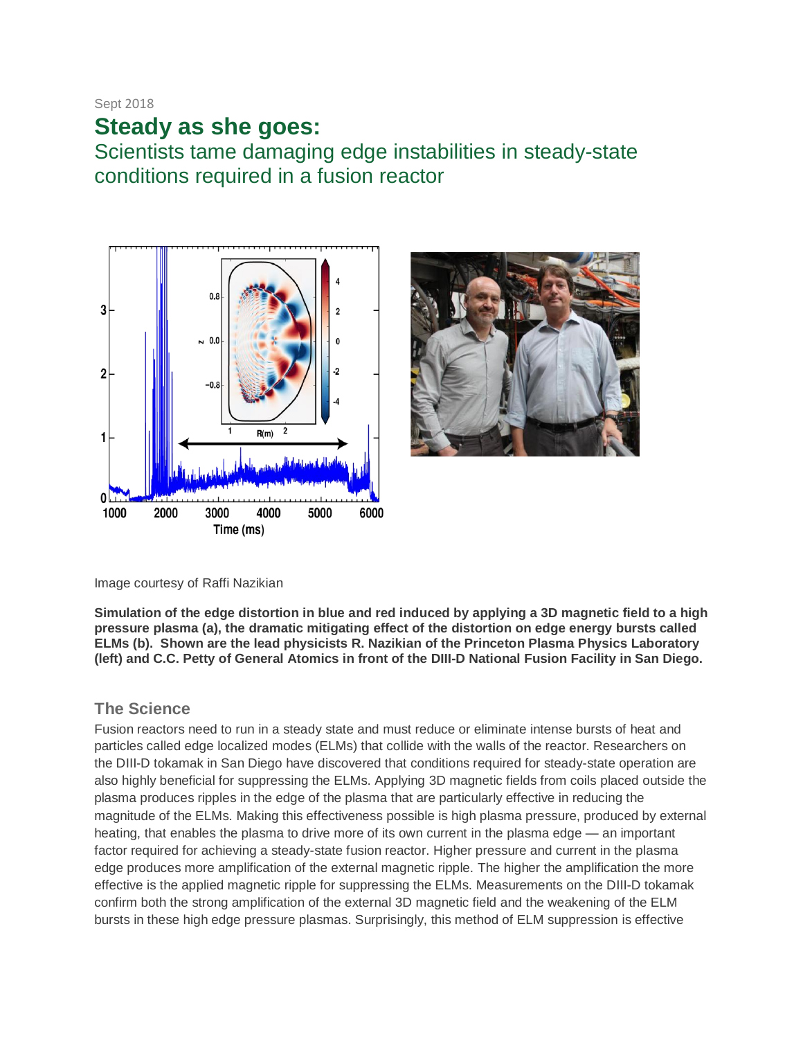Sept 2018

# Steady as she goes:

## Scientists tame damaging edge instabilities in steady-state conditions required in a fusion reactor

Image courtesy of Raffi Nazikian

**Simulation of the edge distortion in blue and red induced by applying a 3D magnetic field to a high pressure plasma (a), the dramatic mitigating effect of the distortion on edge energy bursts called ELMs (b). Shown are the lead physicists R. Nazikian of the Princeton Plasma Physics Laboratory (left) and C.C. Petty of General Atomics in front of the DIII-D National Fusion Facility in San Diego.**

### The Science

Fusion reactors need to run in a steady state and must reduce or eliminate intense bursts of heat and particles called edge localized modes (ELMs) that collide with the walls of the reactor. Researchers on the DIII-D tokamak in San Diego have discovered that conditions required for steady-state operation are also highly beneficial for suppressing the ELMs. Applying 3D magnetic fields from coils placed outside the plasma produces ripples in the edge of the plasma that are particularly effective in reducing the magnitude of the ELMs. Making this effectiveness possible is high plasma pressure, produced by external heating, that enables the plasma to drive more of its own current in the plasma edge — an important factor required for achieving a steady-state fusion reactor. Higher pressure and current in the plasma edge produces more amplification of the external magnetic ripple. The higher the amplification the more effective is the applied magnetic ripple for suppressing the ELMs. Measurements on the DIII-D tokamak confirm both the strong amplification of the external 3D magnetic field and the weakening of the ELM bursts in these high edge pressure plasmas. Surprisingly, this method of ELM suppression is effective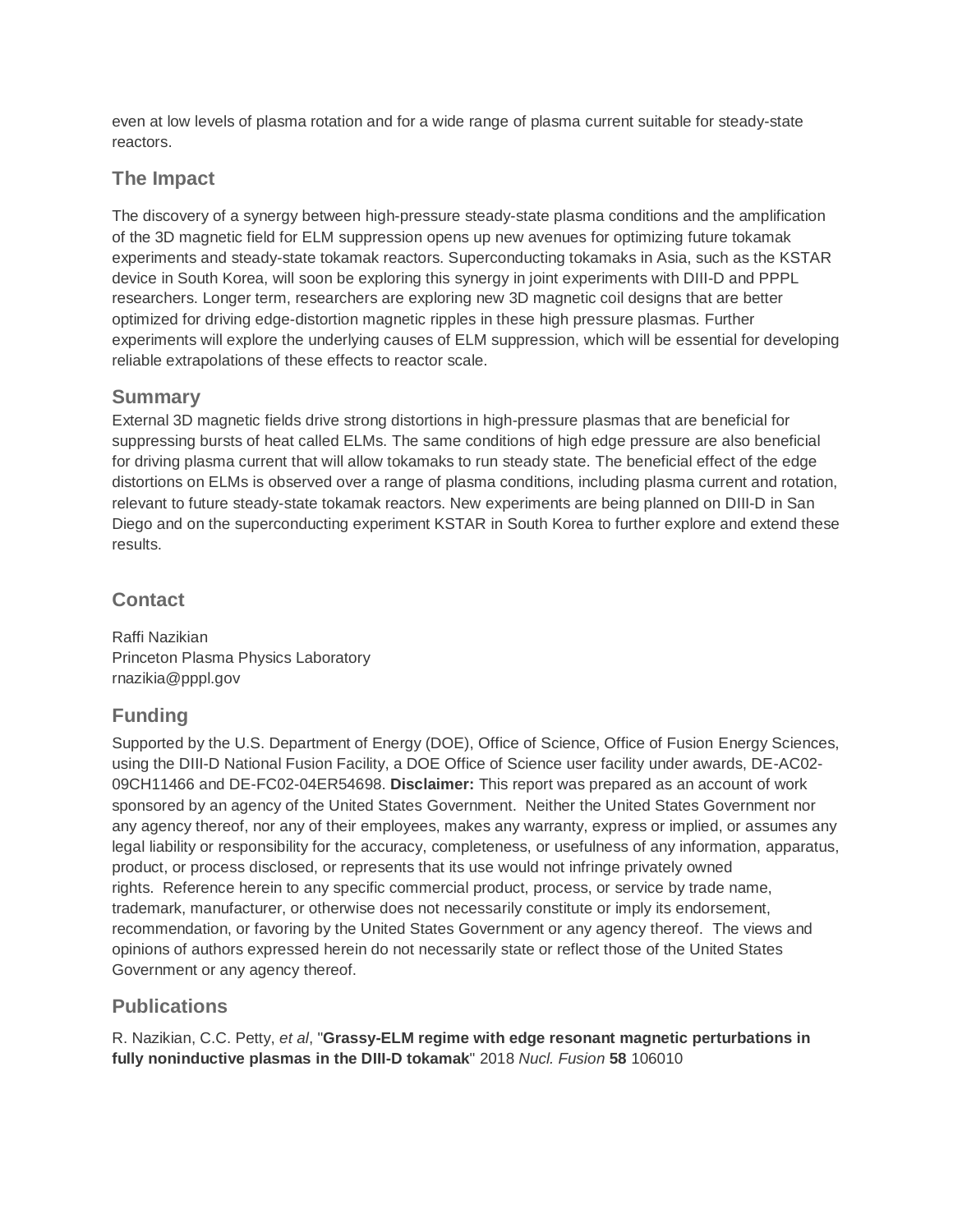even at low levels of plasma rotation and for a wide range of plasma current suitable for steady-state reactors.

## The Impact

The discovery of a synergy between high-pressure steady-state plasma conditions and the amplification of the 3D magnetic field for ELM suppression opens up new avenues for optimizing future tokamak experiments and steady-state tokamak reactors. Superconducting tokamaks in Asia, such as the KSTAR device in South Korea, will soon be exploring this synergy in joint experiments with DIII-D and PPPL researchers. Longer term, researchers are exploring new 3D magnetic coil designs that are better optimized for driving edge-distortion magnetic ripples in these high pressure plasmas. Further experiments will explore the underlying causes of ELM suppression, which will be essential for developing reliable extrapolations of these effects to reactor scale.

## Summary

External 3D magnetic fields drive strong distortions in high-pressure plasmas that are beneficial for suppressing bursts of heat called ELMs. The same conditions of high edge pressure are also beneficial for driving plasma current that will allow tokamaks to run steady state. The beneficial effect of the edge distortions on ELMs is observed over a range of plasma conditions, including plasma current and rotation, relevant to future steady-state tokamak reactors. New experiments are being planned on DIII-D in San Diego and on the superconducting experiment KSTAR in South Korea to further explore and extend these results.

## Contact

Raffi Nazikian
Princeton Plasma Physics Laboratory
rnazikia@pppl.gov

## Funding

Supported by the U.S. Department of Energy (DOE), Office of Science, Office of Fusion Energy Sciences, using the DIII-D National Fusion Facility, a DOE Office of Science user facility under awards, DE-AC02-09CH11466 and DE-FC02-04ER54698. **Disclaimer:** This report was prepared as an account of work sponsored by an agency of the United States Government. Neither the United States Government nor any agency thereof, nor any of their employees, makes any warranty, express or implied, or assumes any legal liability or responsibility for the accuracy, completeness, or usefulness of any information, apparatus, product, or process disclosed, or represents that its use would not infringe privately owned rights. Reference herein to any specific commercial product, process, or service by trade name, trademark, manufacturer, or otherwise does not necessarily constitute or imply its endorsement, recommendation, or favoring by the United States Government or any agency thereof. The views and opinions of authors expressed herein do not necessarily state or reflect those of the United States Government or any agency thereof.

## Publications

R. Nazikian, C.C. Petty, *et al*, "**Grassy-ELM regime with edge resonant magnetic perturbations in fully noninductive plasmas in the DIII-D tokamak**" 2018 *Nucl. Fusion* **58** 106010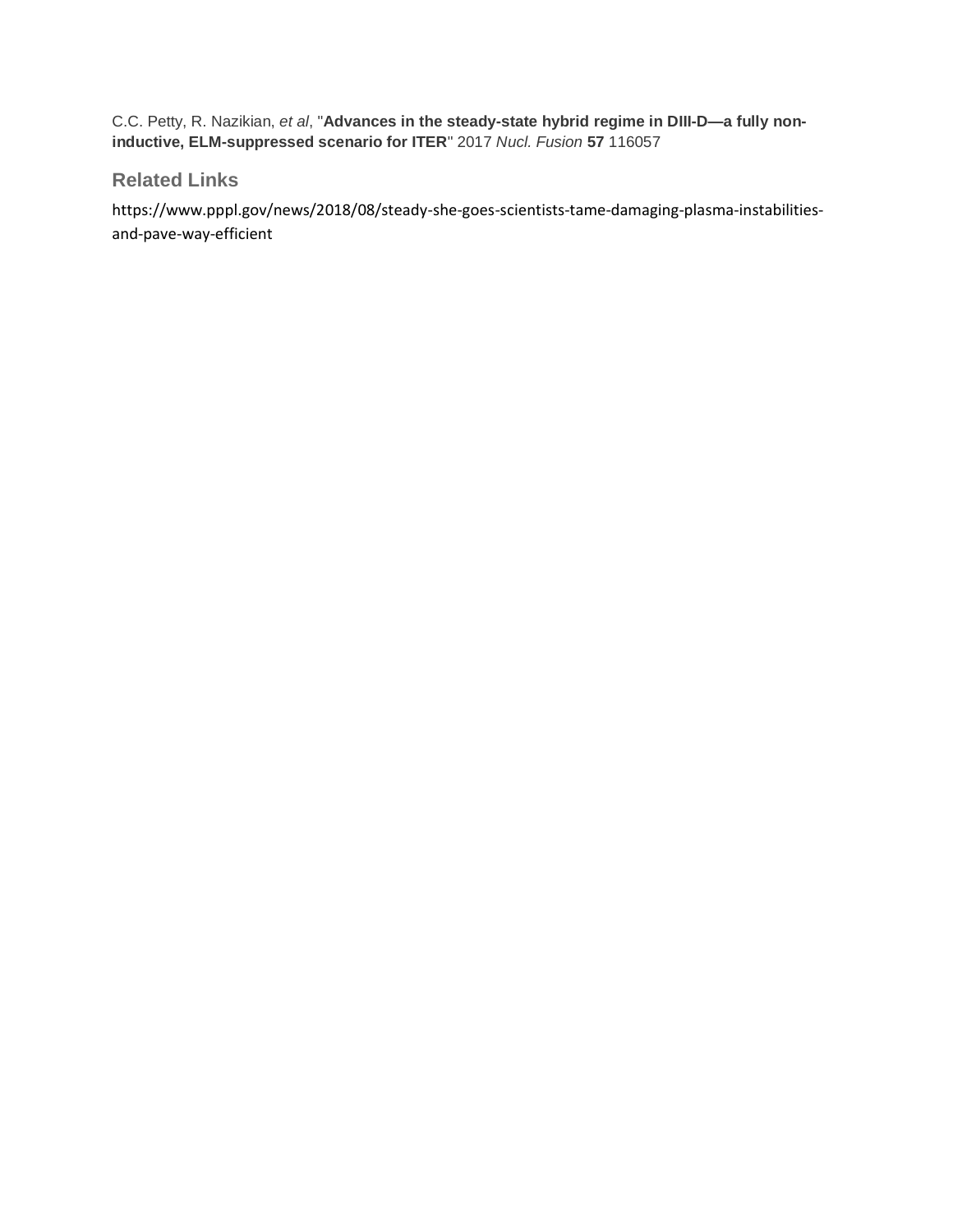C.C. Petty, R. Nazikian, *et al*, "**Advances in the steady-state hybrid regime in DIII-D—a fully non-inductive, ELM-suppressed scenario for ITER**" 2017 *Nucl. Fusion* **57** 116057

## Related Links

https://www.pppl.gov/news/2018/08/steady-she-goes-scientists-tame-damaging-plasma-instabilities-and-pave-way-efficient